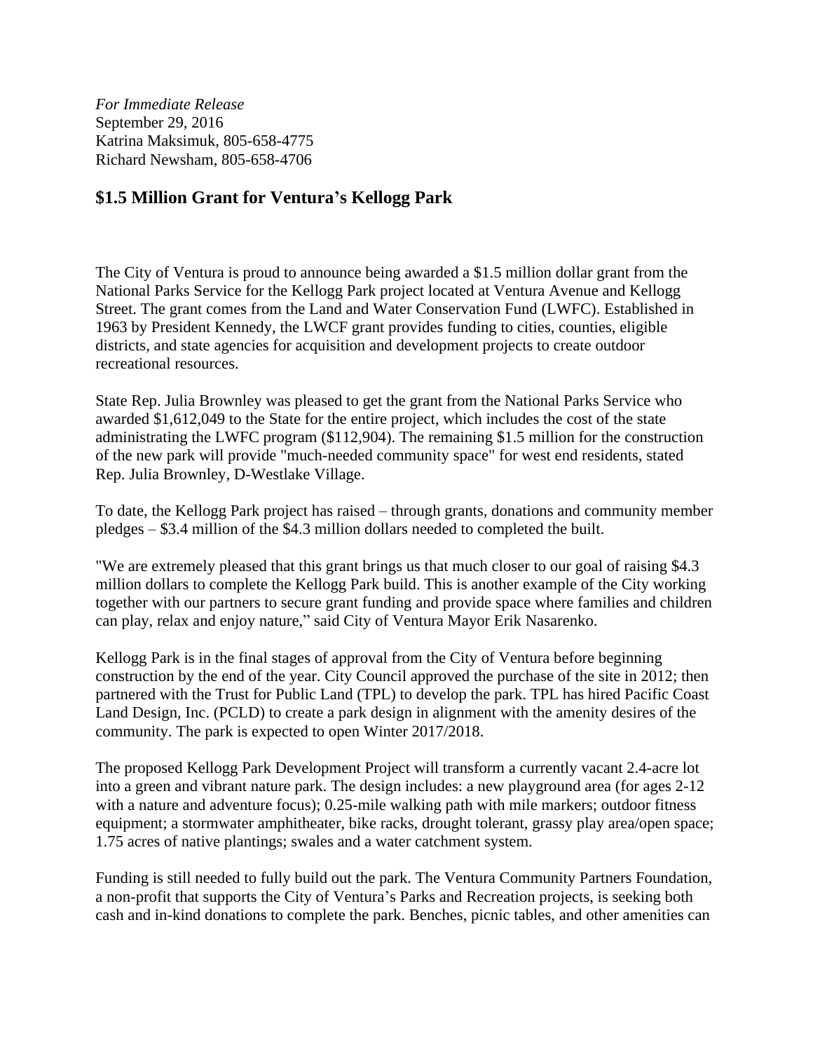*For Immediate Release*
September 29, 2016
Katrina Maksimuk, 805-658-4775
Richard Newsham, 805-658-4706

## $1.5 Million Grant for Ventura's Kellogg Park

The City of Ventura is proud to announce being awarded a $1.5 million dollar grant from the National Parks Service for the Kellogg Park project located at Ventura Avenue and Kellogg Street. The grant comes from the Land and Water Conservation Fund (LWFC). Established in 1963 by President Kennedy, the LWCF grant provides funding to cities, counties, eligible districts, and state agencies for acquisition and development projects to create outdoor recreational resources.

State Rep. Julia Brownley was pleased to get the grant from the National Parks Service who awarded $1,612,049 to the State for the entire project, which includes the cost of the state administrating the LWFC program ($112,904). The remaining $1.5 million for the construction of the new park will provide "much-needed community space" for west end residents, stated Rep. Julia Brownley, D-Westlake Village.

To date, the Kellogg Park project has raised – through grants, donations and community member pledges – $3.4 million of the $4.3 million dollars needed to completed the built.

"We are extremely pleased that this grant brings us that much closer to our goal of raising $4.3 million dollars to complete the Kellogg Park build. This is another example of the City working together with our partners to secure grant funding and provide space where families and children can play, relax and enjoy nature," said City of Ventura Mayor Erik Nasarenko.

Kellogg Park is in the final stages of approval from the City of Ventura before beginning construction by the end of the year. City Council approved the purchase of the site in 2012; then partnered with the Trust for Public Land (TPL) to develop the park. TPL has hired Pacific Coast Land Design, Inc. (PCLD) to create a park design in alignment with the amenity desires of the community. The park is expected to open Winter 2017/2018.

The proposed Kellogg Park Development Project will transform a currently vacant 2.4-acre lot into a green and vibrant nature park. The design includes: a new playground area (for ages 2-12 with a nature and adventure focus); 0.25-mile walking path with mile markers; outdoor fitness equipment; a stormwater amphitheater, bike racks, drought tolerant, grassy play area/open space; 1.75 acres of native plantings; swales and a water catchment system.

Funding is still needed to fully build out the park. The Ventura Community Partners Foundation, a non-profit that supports the City of Ventura's Parks and Recreation projects, is seeking both cash and in-kind donations to complete the park. Benches, picnic tables, and other amenities can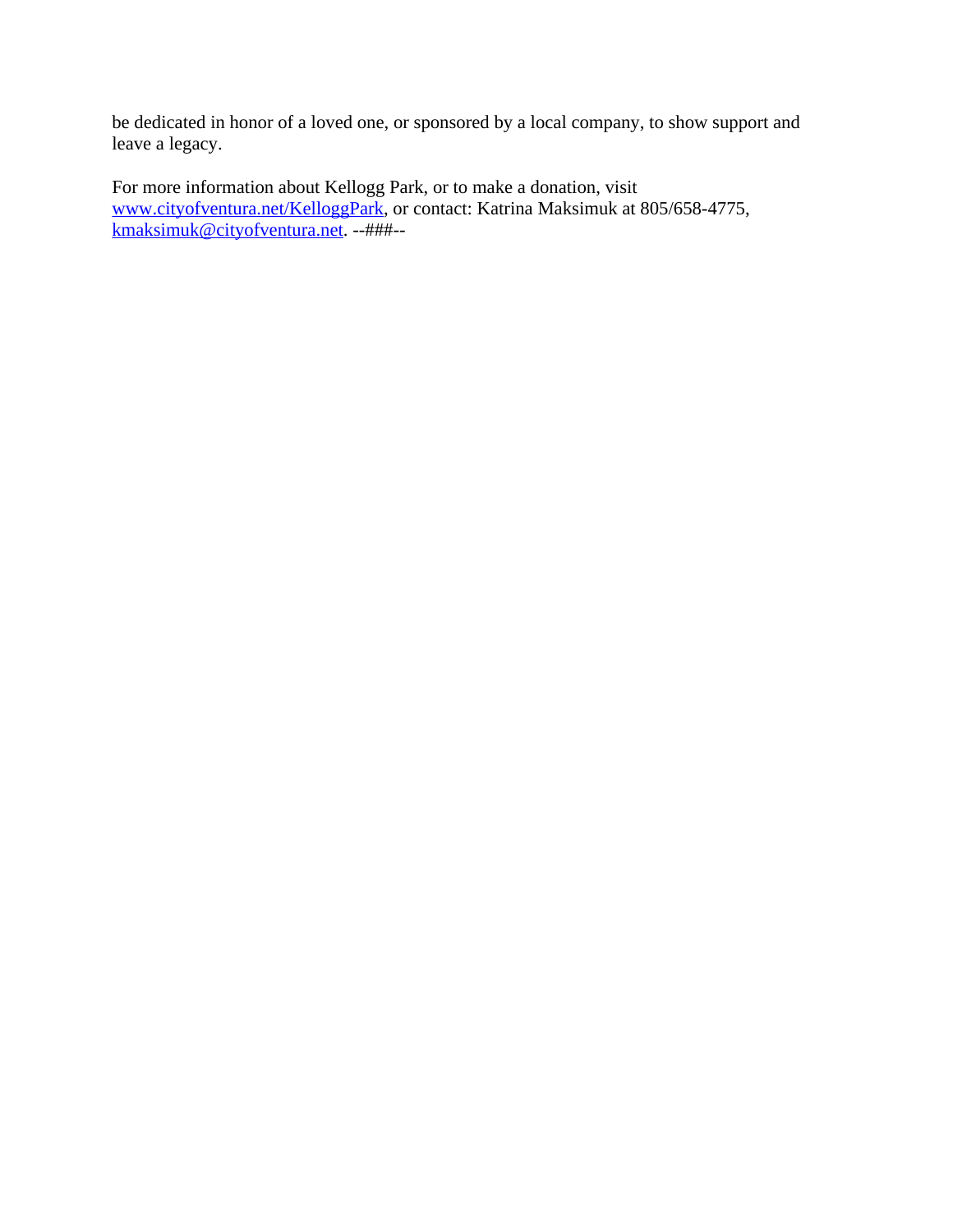be dedicated in honor of a loved one, or sponsored by a local company, to show support and leave a legacy.

For more information about Kellogg Park, or to make a donation, visit www.cityofventura.net/KelloggPark, or contact: Katrina Maksimuk at 805/658-4775, kmaksimuk@cityofventura.net. --###--